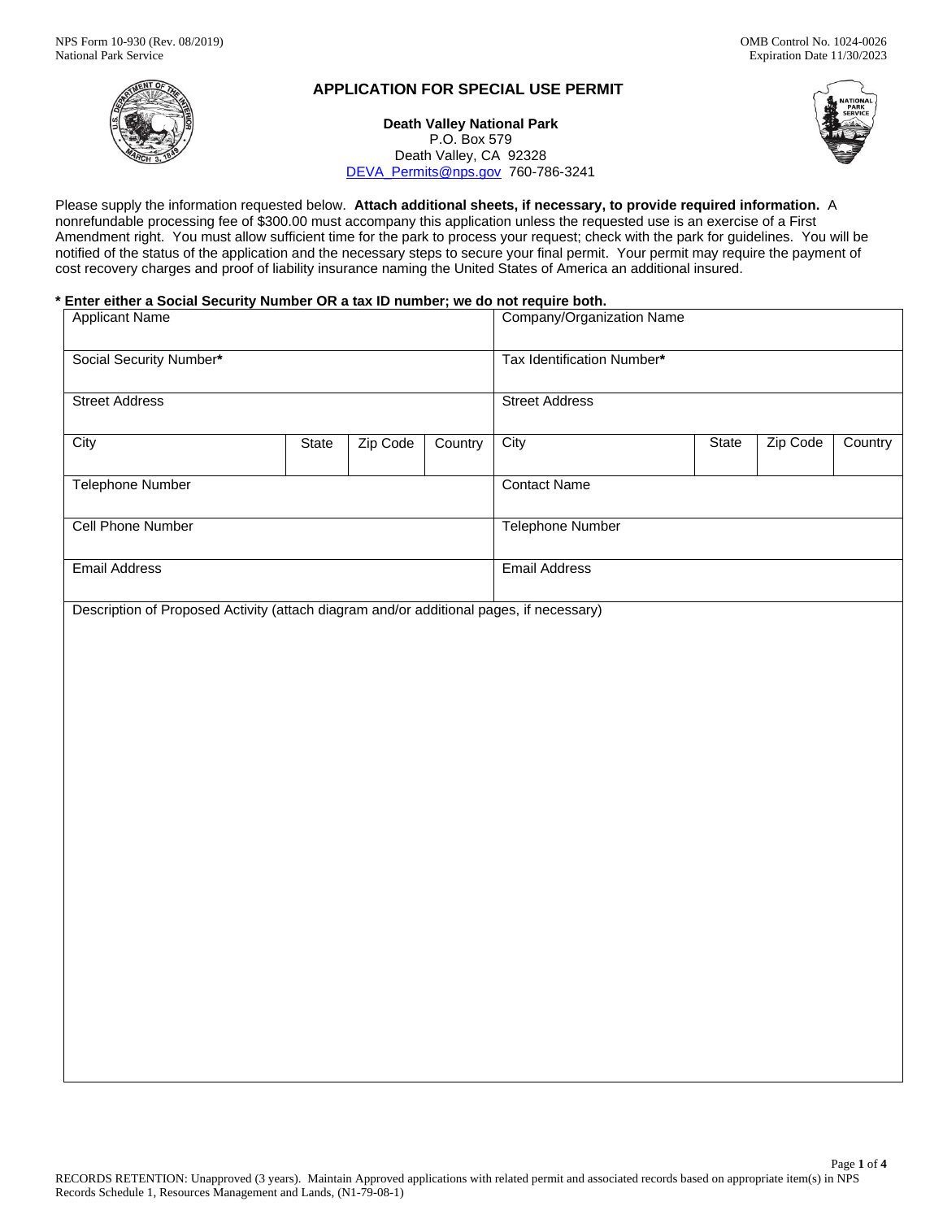NPS Form 10-930 (Rev. 08/2019)
National Park Service

OMB Control No. 1024-0026
Expiration Date 11/30/2023

# APPLICATION FOR SPECIAL USE PERMIT

**Death Valley National Park**
P.O. Box 579
Death Valley, CA 92328
DEVA_Permits@nps.gov 760-786-3241

Please supply the information requested below. **Attach additional sheets, if necessary, to provide required information.** A nonrefundable processing fee of $300.00 must accompany this application unless the requested use is an exercise of a First Amendment right. You must allow sufficient time for the park to process your request; check with the park for guidelines. You will be notified of the status of the application and the necessary steps to secure your final permit. Your permit may require the payment of cost recovery charges and proof of liability insurance naming the United States of America an additional insured.

**\* Enter either a Social Security Number OR a tax ID number; we do not require both.**

| Applicant Name | | | | Company/Organization Name | | | |
|---|---|---|---|---|---|---|---|
| Social Security Number**\*** | | | | Tax Identification Number**\*** | | | |
| Street Address | | | | Street Address | | | |
| City | State | Zip Code | Country | City | State | Zip Code | Country |
| Telephone Number | | | | Contact Name | | | |
| Cell Phone Number | | | | Telephone Number | | | |
| Email Address | | | | Email Address | | | |

Description of Proposed Activity (attach diagram and/or additional pages, if necessary)

RECORDS RETENTION: Unapproved (3 years). Maintain Approved applications with related permit and associated records based on appropriate item(s) in NPS Records Schedule 1, Resources Management and Lands, (N1-79-08-1)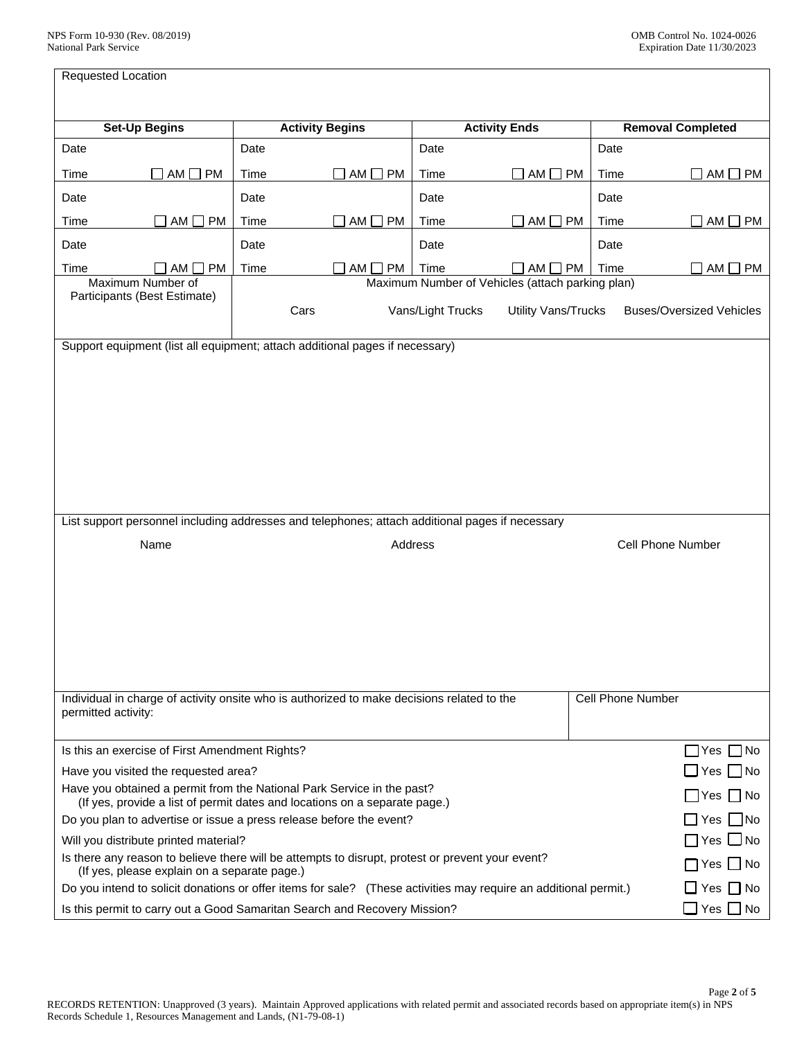Requested Location

| Set-Up Begins | Activity Begins | Activity Ends | Removal Completed |
|---|---|---|---|
| Date | Date | Date | Date |
| Time ☐ AM ☐ PM | Time ☐ AM ☐ PM | Time ☐ AM ☐ PM | Time ☐ AM ☐ PM |
| Date | Date | Date | Date |
| Time ☐ AM ☐ PM | Time ☐ AM ☐ PM | Time ☐ AM ☐ PM | Time ☐ AM ☐ PM |
| Date | Date | Date | Date |
| Time ☐ AM ☐ PM | Time ☐ AM ☐ PM | Time ☐ AM ☐ PM | Time ☐ AM ☐ PM |

| Maximum Number of Participants (Best Estimate) | Maximum Number of Vehicles (attach parking plan) | | | |
|---|---|---|---|---|
| | Cars | Vans/Light Trucks | Utility Vans/Trucks | Buses/Oversized Vehicles |

Support equipment (list all equipment; attach additional pages if necessary)

List support personnel including addresses and telephones; attach additional pages if necessary

| Name | Address | Cell Phone Number |
|---|---|---|
| | | |

| Individual in charge of activity onsite who is authorized to make decisions related to the permitted activity: | Cell Phone Number |
|---|---|
| | |

| Question | Response |
|---|---|
| Is this an exercise of First Amendment Rights? | ☐ Yes ☐ No |
| Have you visited the requested area? | ☐ Yes ☐ No |
| Have you obtained a permit from the National Park Service in the past? (If yes, provide a list of permit dates and locations on a separate page.) | ☐ Yes ☐ No |
| Do you plan to advertise or issue a press release before the event? | ☐ Yes ☐ No |
| Will you distribute printed material? | ☐ Yes ☐ No |
| Is there any reason to believe there will be attempts to disrupt, protest or prevent your event? (If yes, please explain on a separate page.) | ☐ Yes ☐ No |
| Do you intend to solicit donations or offer items for sale? (These activities may require an additional permit.) | ☐ Yes ☐ No |
| Is this permit to carry out a Good Samaritan Search and Recovery Mission? | ☐ Yes ☐ No |

RECORDS RETENTION: Unapproved (3 years). Maintain Approved applications with related permit and associated records based on appropriate item(s) in NPS Records Schedule 1, Resources Management and Lands, (N1-79-08-1)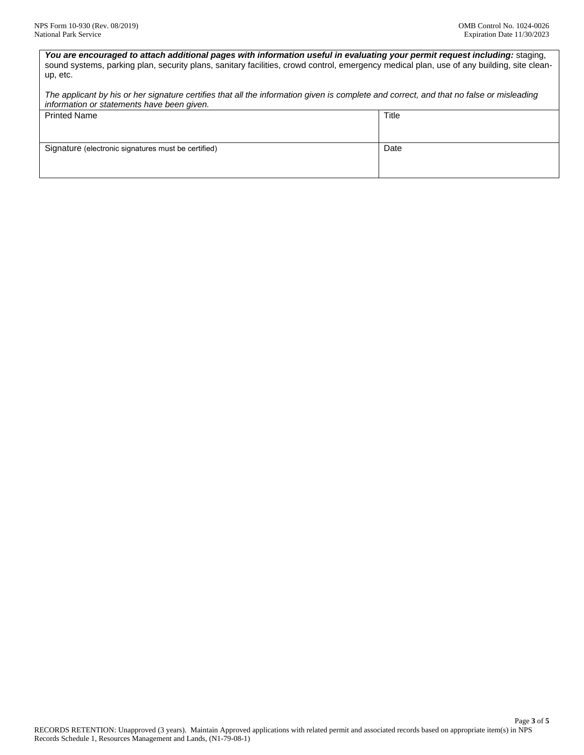***You are encouraged to attach additional pages with information useful in evaluating your permit request including:*** staging, sound systems, parking plan, security plans, sanitary facilities, crowd control, emergency medical plan, use of any building, site clean-up, etc.

*The applicant by his or her signature certifies that all the information given is complete and correct, and that no false or misleading information or statements have been given.*

| Printed Name | Title |
|---|---|
| | |
| Signature (electronic signatures must be certified) | Date |
| | |

RECORDS RETENTION: Unapproved (3 years). Maintain Approved applications with related permit and associated records based on appropriate item(s) in NPS Records Schedule 1, Resources Management and Lands, (N1-79-08-1)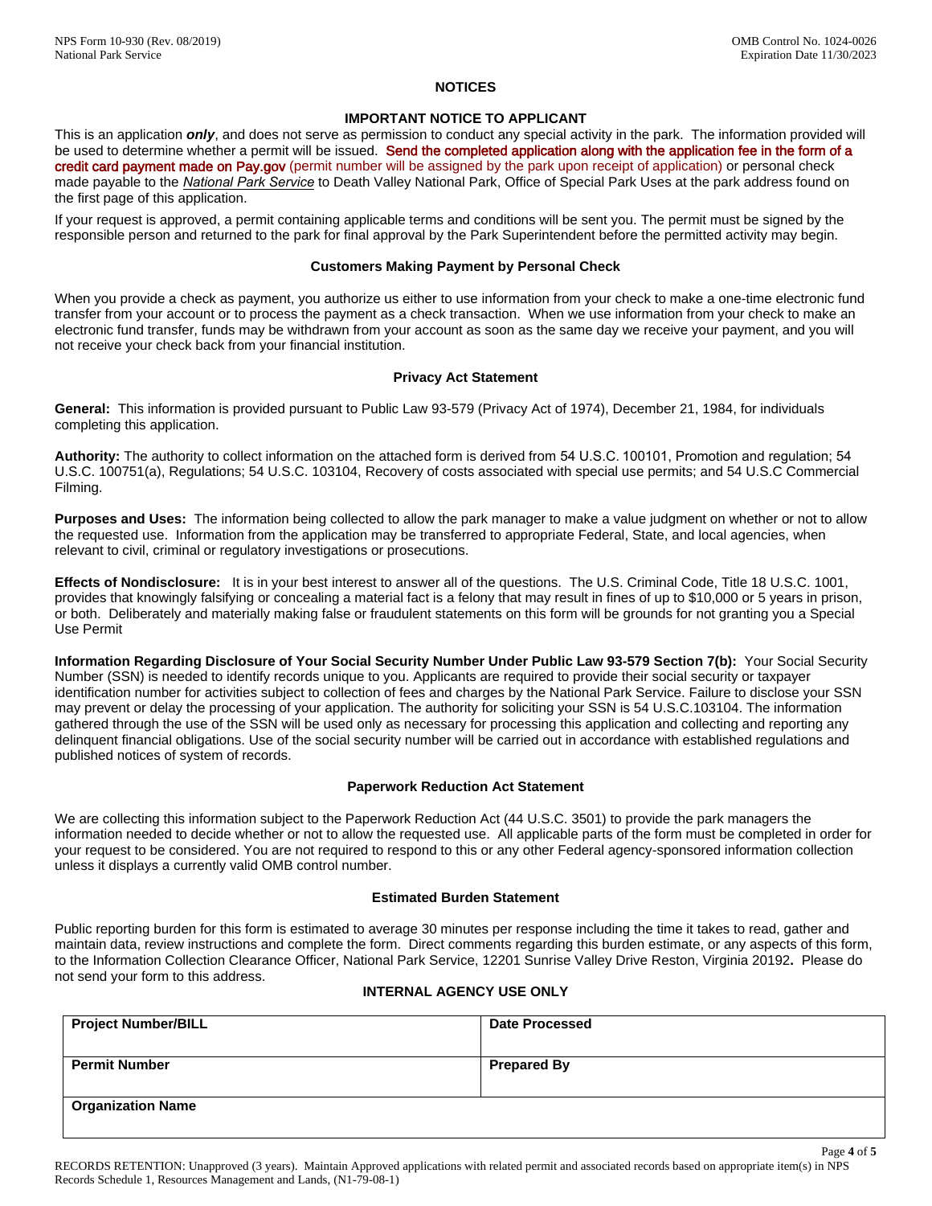## NOTICES

### IMPORTANT NOTICE TO APPLICANT

This is an application ***only***, and does not serve as permission to conduct any special activity in the park. The information provided will be used to determine whether a permit will be issued. **Send the completed application along with the application fee in the form of a credit card payment made on Pay.gov** (permit number will be assigned by the park upon receipt of application) or personal check made payable to the *National Park Service* to Death Valley National Park, Office of Special Park Uses at the park address found on the first page of this application.

If your request is approved, a permit containing applicable terms and conditions will be sent you. The permit must be signed by the responsible person and returned to the park for final approval by the Park Superintendent before the permitted activity may begin.

### Customers Making Payment by Personal Check

When you provide a check as payment, you authorize us either to use information from your check to make a one-time electronic fund transfer from your account or to process the payment as a check transaction. When we use information from your check to make an electronic fund transfer, funds may be withdrawn from your account as soon as the same day we receive your payment, and you will not receive your check back from your financial institution.

### Privacy Act Statement

**General:** This information is provided pursuant to Public Law 93-579 (Privacy Act of 1974), December 21, 1984, for individuals completing this application.

**Authority:** The authority to collect information on the attached form is derived from 54 U.S.C. 100101, Promotion and regulation; 54 U.S.C. 100751(a), Regulations; 54 U.S.C. 103104, Recovery of costs associated with special use permits; and 54 U.S.C Commercial Filming.

**Purposes and Uses:** The information being collected to allow the park manager to make a value judgment on whether or not to allow the requested use. Information from the application may be transferred to appropriate Federal, State, and local agencies, when relevant to civil, criminal or regulatory investigations or prosecutions.

**Effects of Nondisclosure:** It is in your best interest to answer all of the questions. The U.S. Criminal Code, Title 18 U.S.C. 1001, provides that knowingly falsifying or concealing a material fact is a felony that may result in fines of up to $10,000 or 5 years in prison, or both. Deliberately and materially making false or fraudulent statements on this form will be grounds for not granting you a Special Use Permit

**Information Regarding Disclosure of Your Social Security Number Under Public Law 93-579 Section 7(b):** Your Social Security Number (SSN) is needed to identify records unique to you. Applicants are required to provide their social security or taxpayer identification number for activities subject to collection of fees and charges by the National Park Service. Failure to disclose your SSN may prevent or delay the processing of your application. The authority for soliciting your SSN is 54 U.S.C.103104. The information gathered through the use of the SSN will be used only as necessary for processing this application and collecting and reporting any delinquent financial obligations. Use of the social security number will be carried out in accordance with established regulations and published notices of system of records.

### Paperwork Reduction Act Statement

We are collecting this information subject to the Paperwork Reduction Act (44 U.S.C. 3501) to provide the park managers the information needed to decide whether or not to allow the requested use. All applicable parts of the form must be completed in order for your request to be considered. You are not required to respond to this or any other Federal agency-sponsored information collection unless it displays a currently valid OMB control number.

### Estimated Burden Statement

Public reporting burden for this form is estimated to average 30 minutes per response including the time it takes to read, gather and maintain data, review instructions and complete the form. Direct comments regarding this burden estimate, or any aspects of this form, to the Information Collection Clearance Officer, National Park Service, 12201 Sunrise Valley Drive Reston, Virginia 20192**.** Please do not send your form to this address.

### INTERNAL AGENCY USE ONLY

| **Project Number/BILL** | **Date Processed** |
| --- | --- |
| **Permit Number** | **Prepared By** |
| **Organization Name** | |

RECORDS RETENTION: Unapproved (3 years). Maintain Approved applications with related permit and associated records based on appropriate item(s) in NPS Records Schedule 1, Resources Management and Lands, (N1-79-08-1)